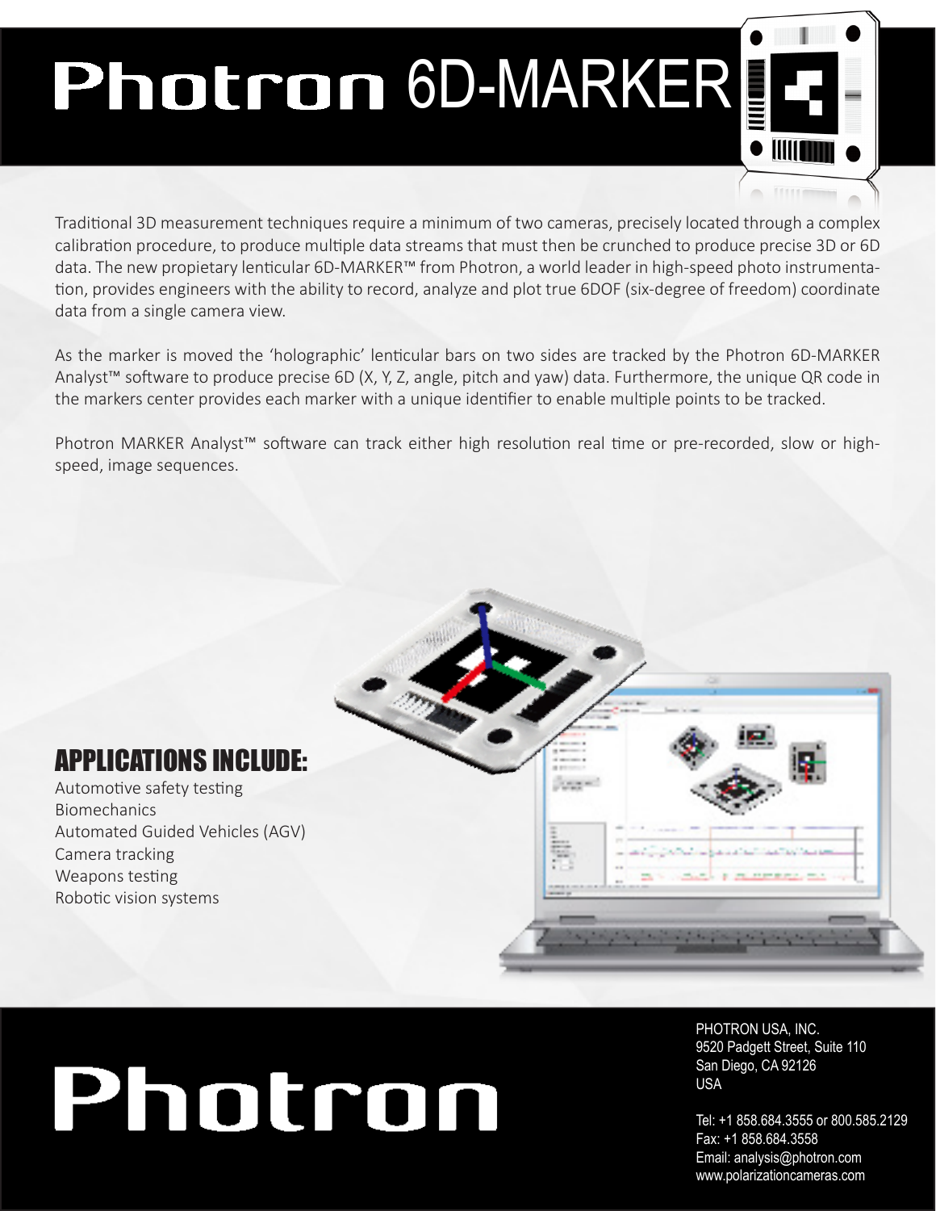# Photron 6D-MARKER

Traditional 3D measurement techniques require a minimum of two cameras, precisely located through a complex calibration procedure, to produce multiple data streams that must then be crunched to produce precise 3D or 6D data. The new propietary lenticular 6D-MARKER™ from Photron, a world leader in high-speed photo instrumentation, provides engineers with the ability to record, analyze and plot true 6DOF (six-degree of freedom) coordinate data from a single camera view.

As the marker is moved the 'holographic' lenticular bars on two sides are tracked by the Photron 6D-MARKER Analyst™ software to produce precise 6D (X, Y, Z, angle, pitch and yaw) data. Furthermore, the unique QR code in the markers center provides each marker with a unique identifier to enable multiple points to be tracked.

Photron MARKER Analyst™ software can track either high resolution real time or pre-recorded, slow or high-speed, image sequences.

## APPLICATIONS INCLUDE:

Automotive safety testing
Biomechanics
Automated Guided Vehicles (AGV)
Camera tracking
Weapons testing
Robotic vision systems

Photron

PHOTRON USA, INC.
9520 Padgett Street, Suite 110
San Diego, CA 92126
USA

Tel: +1 858.684.3555 or 800.585.2129
Fax: +1 858.684.3558
Email: analysis@photron.com
www.polarizationcameras.com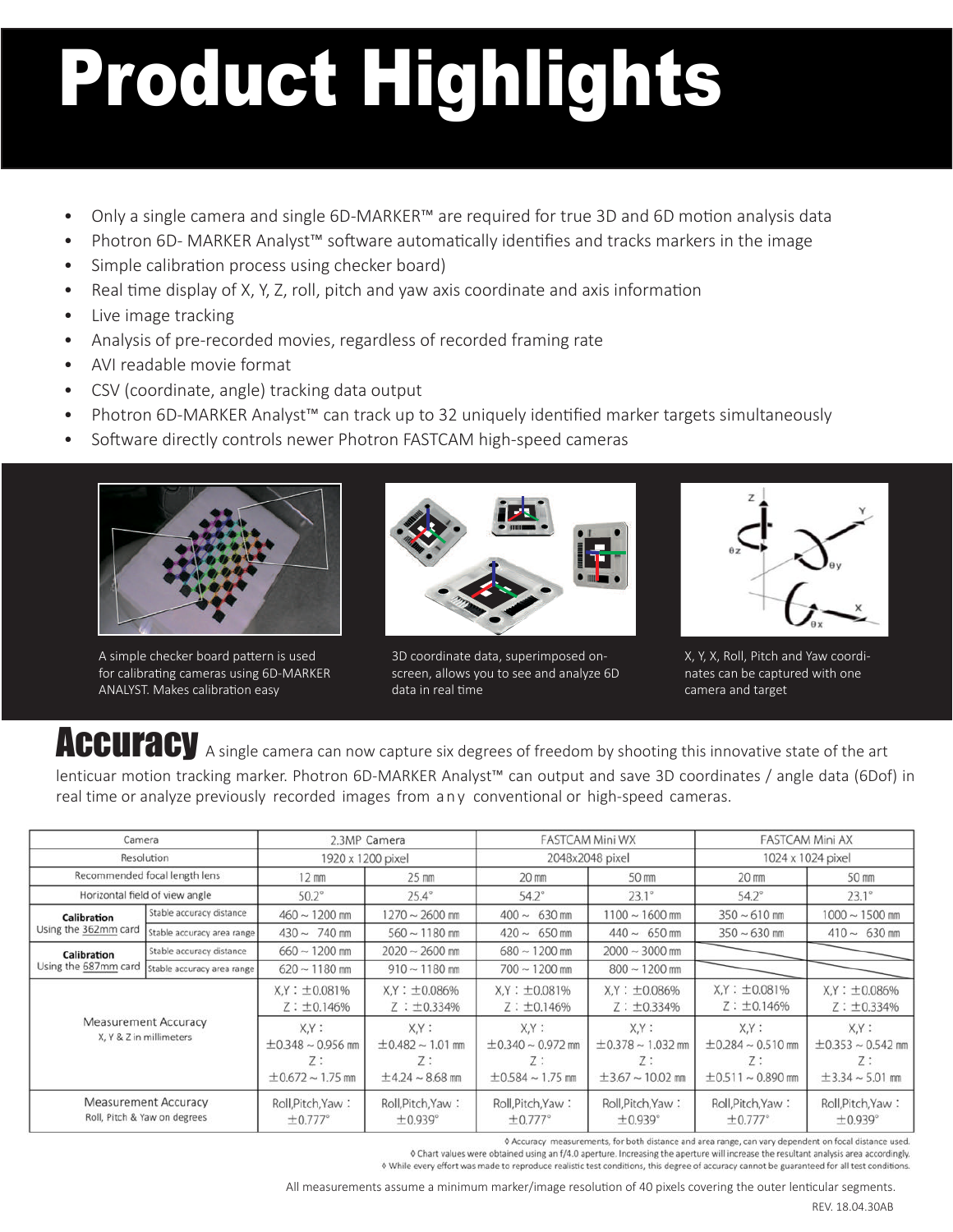# Product Highlights

- Only a single camera and single 6D-MARKER™ are required for true 3D and 6D motion analysis data
- Photron 6D- MARKER Analyst™ software automatically identifies and tracks markers in the image
- Simple calibration process using checker board)
- Real time display of X, Y, Z, roll, pitch and yaw axis coordinate and axis information
- Live image tracking
- Analysis of pre-recorded movies, regardless of recorded framing rate
- AVI readable movie format
- CSV (coordinate, angle) tracking data output
- Photron 6D-MARKER Analyst™ can track up to 32 uniquely identified marker targets simultaneously
- Software directly controls newer Photron FASTCAM high-speed cameras

A simple checker board pattern is used for calibrating cameras using 6D-MARKER ANALYST. Makes calibration easy

3D coordinate data, superimposed on-screen, allows you to see and analyze 6D data in real time

X, Y, X, Roll, Pitch and Yaw coordinates can be captured with one camera and target

## Accuracy

A single camera can now capture six degrees of freedom by shooting this innovative state of the art lenticuar motion tracking marker. Photron 6D-MARKER Analyst™ can output and save 3D coordinates / angle data (6Dof) in real time or analyze previously recorded images from any conventional or high-speed cameras.

| Camera | | 2.3MP Camera | | FASTCAM Mini WX | | FASTCAM Mini AX | |
|---|---|---|---|---|---|---|---|
| Resolution | | 1920 x 1200 pixel | | 2048x2048 pixel | | 1024 x 1024 pixel | |
| Recommended focal length lens | | 12 mm | 25 mm | 20 mm | 50 mm | 20 mm | 50 mm |
| Horizontal field of view angle | | 50.2° | 25.4° | 54.2° | 23.1° | 54.2° | 23.1° |
| **Calibration** Using the 362mm card | Stable accuracy distance | 460 ~ 1200 mm | 1270 ~ 2600 mm | 400 ~ 630 mm | 1100 ~ 1600 mm | 350 ~ 610 mm | 1000 ~ 1500 mm |
| | Stable accuracy area range | 430 ~ 740 mm | 560 ~ 1180 mm | 420 ~ 650 mm | 440 ~ 650 mm | 350 ~ 630 mm | 410 ~ 630 mm |
| **Calibration** Using the 687mm card | Stable accuracy distance | 660 ~ 1200 mm | 2020 ~ 2600 mm | 680 ~ 1200 mm | 2000 ~ 3000 mm | | |
| | Stable accuracy area range | 620 ~ 1180 mm | 910 ~ 1180 mm | 700 ~ 1200 mm | 800 ~ 1200 mm | | |
| Measurement Accuracy X, Y & Z in millimeters | | X,Y : ±0.081% Z : ±0.146% | X,Y : ±0.086% Z : ±0.334% | X,Y : ±0.081% Z : ±0.146% | X,Y : ±0.086% Z : ±0.334% | X,Y : ±0.081% Z : ±0.146% | X,Y : ±0.086% Z : ±0.334% |
| | | X,Y : ±0.348 ~ 0.956 mm Z : ±0.672 ~ 1.75 mm | X,Y : ±0.482 ~ 1.01 mm Z : ±4.24 ~ 8.68 mm | X,Y : ±0.340 ~ 0.972 mm Z : ±0.584 ~ 1.75 mm | X,Y : ±0.378 ~ 1.032 mm Z : ±3.67 ~ 10.02 mm | X,Y : ±0.284 ~ 0.510 mm Z : ±0.511 ~ 0.890 mm | X,Y : ±0.353 ~ 0.542 mm Z : ±3.34 ~ 5.01 mm |
| Measurement Accuracy Roll, Pitch & Yaw on degrees | | Roll,Pitch,Yaw : ±0.777° | Roll,Pitch,Yaw : ±0.939° | Roll,Pitch,Yaw : ±0.777° | Roll,Pitch,Yaw : ±0.939° | Roll,Pitch,Yaw : ±0.777° | Roll,Pitch,Yaw : ±0.939° |

◊ Accuracy measurements, for both distance and area range, can vary dependent on focal distance used.
◊ Chart values were obtained using an f/4.0 aperture. Increasing the aperture will increase the resultant analysis area accordingly.
◊ While every effort was made to reproduce realistic test conditions, this degree of accuracy cannot be guaranteed for all test conditions.

All measurements assume a minimum marker/image resolution of 40 pixels covering the outer lenticular segments.

REV. 18.04.30AB